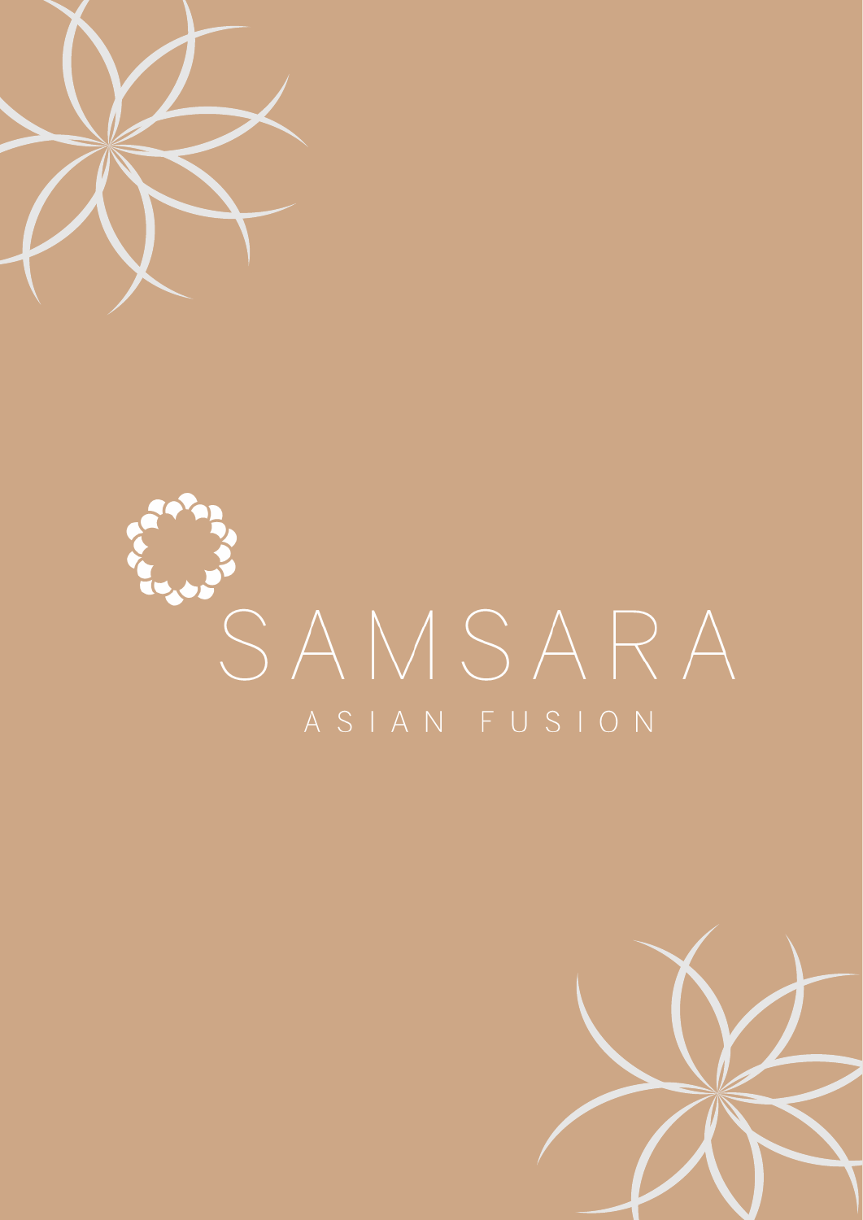# SAMSARA

ASIAN FUSION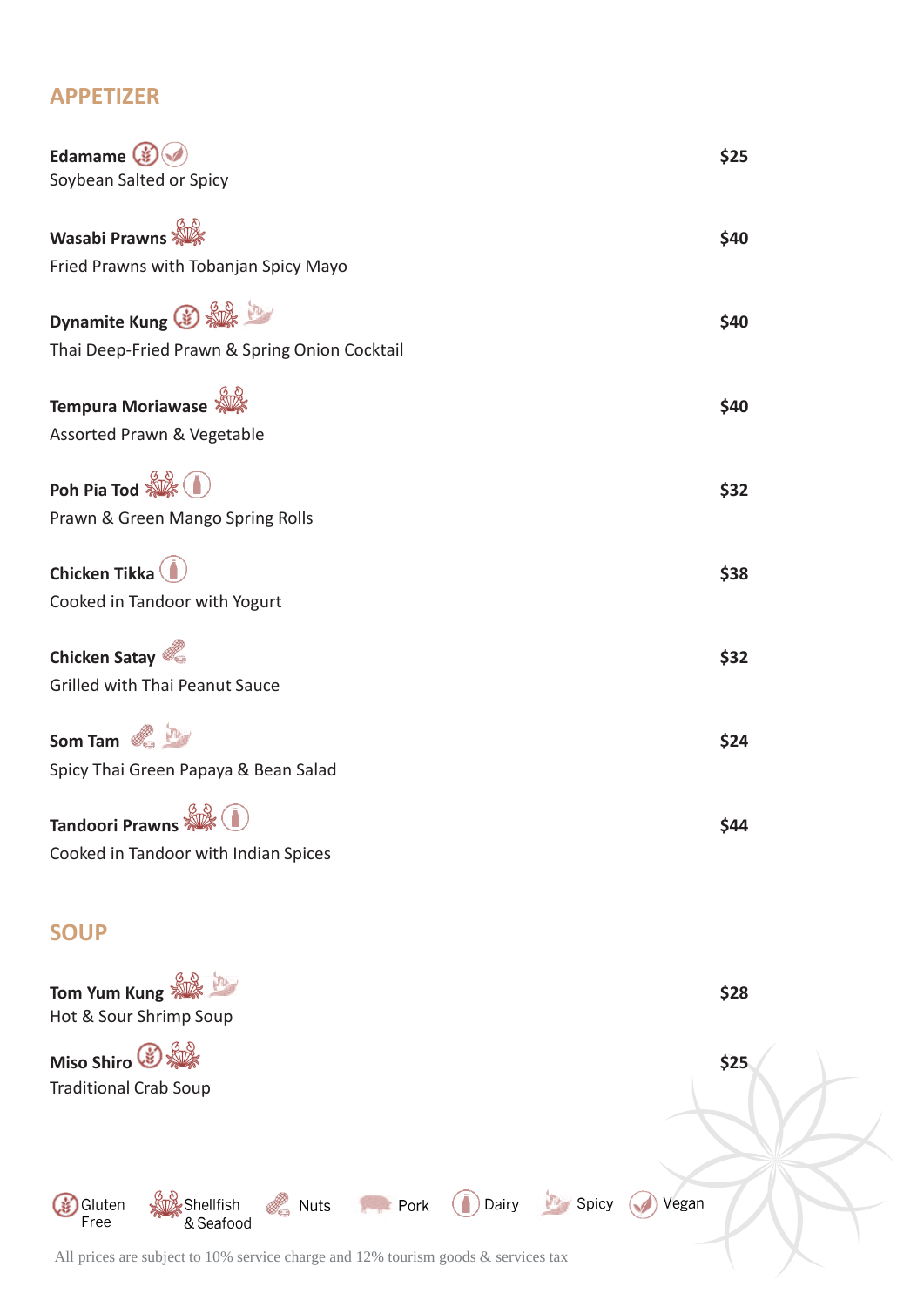## APPETIZER

**Edamame** $25
Soybean Salted or Spicy

**Wasabi Prawns** $40
Fried Prawns with Tobanjan Spicy Mayo

**Dynamite Kung** $40
Thai Deep-Fried Prawn & Spring Onion Cocktail

**Tempura Moriawase** $40
Assorted Prawn & Vegetable

**Poh Pia Tod** $32
Prawn & Green Mango Spring Rolls

**Chicken Tikka** $38
Cooked in Tandoor with Yogurt

**Chicken Satay** $32
Grilled with Thai Peanut Sauce

**Som Tam** $24
Spicy Thai Green Papaya & Bean Salad

**Tandoori Prawns** $44
Cooked in Tandoor with Indian Spices

## SOUP

**Tom Yum Kung** $28
Hot & Sour Shrimp Soup

**Miso Shiro** $25
Traditional Crab Soup

Gluten Free | Shellfish & Seafood | Nuts | Pork | Dairy | Spicy | Vegan

All prices are subject to 10% service charge and 12% tourism goods & services tax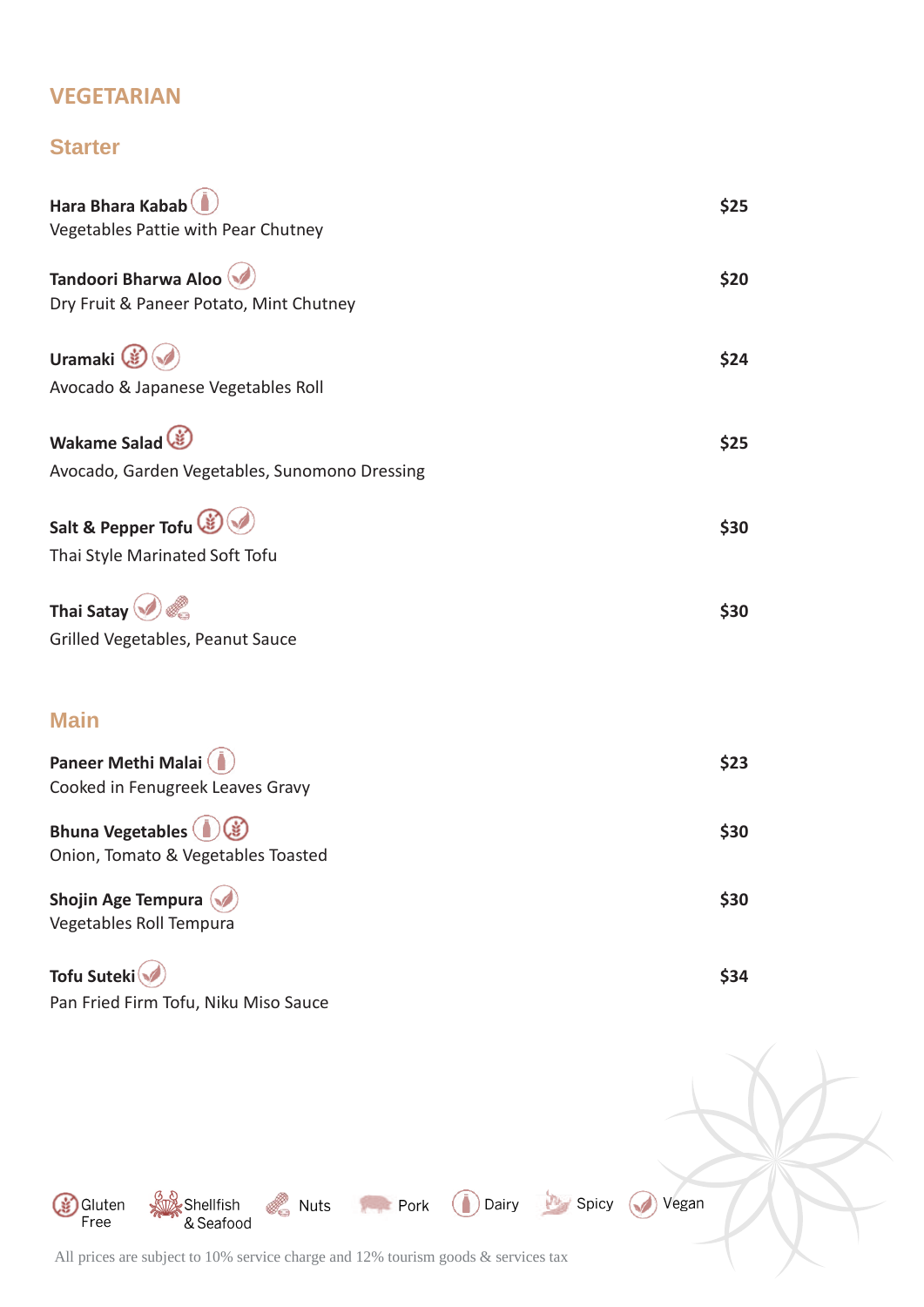# VEGETARIAN

## Starter

**Hara Bhara Kabab** (Dairy) — **$25**
Vegetables Pattie with Pear Chutney

**Tandoori Bharwa Aloo** (Vegan) — **$20**
Dry Fruit & Paneer Potato, Mint Chutney

**Uramaki** (Gluten Free, Vegan) — **$24**
Avocado & Japanese Vegetables Roll

**Wakame Salad** (Gluten Free) — **$25**
Avocado, Garden Vegetables, Sunomono Dressing

**Salt & Pepper Tofu** (Gluten Free, Vegan) — **$30**
Thai Style Marinated Soft Tofu

**Thai Satay** (Vegan, Nuts) — **$30**
Grilled Vegetables, Peanut Sauce

## Main

**Paneer Methi Malai** (Dairy) — **$23**
Cooked in Fenugreek Leaves Gravy

**Bhuna Vegetables** (Dairy, Gluten Free) — **$30**
Onion, Tomato & Vegetables Toasted

**Shojin Age Tempura** (Vegan) — **$30**
Vegetables Roll Tempura

**Tofu Suteki** (Vegan) — **$34**
Pan Fried Firm Tofu, Niku Miso Sauce

Gluten Free | Shellfish & Seafood | Nuts | Pork | Dairy | Spicy | Vegan

All prices are subject to 10% service charge and 12% tourism goods & services tax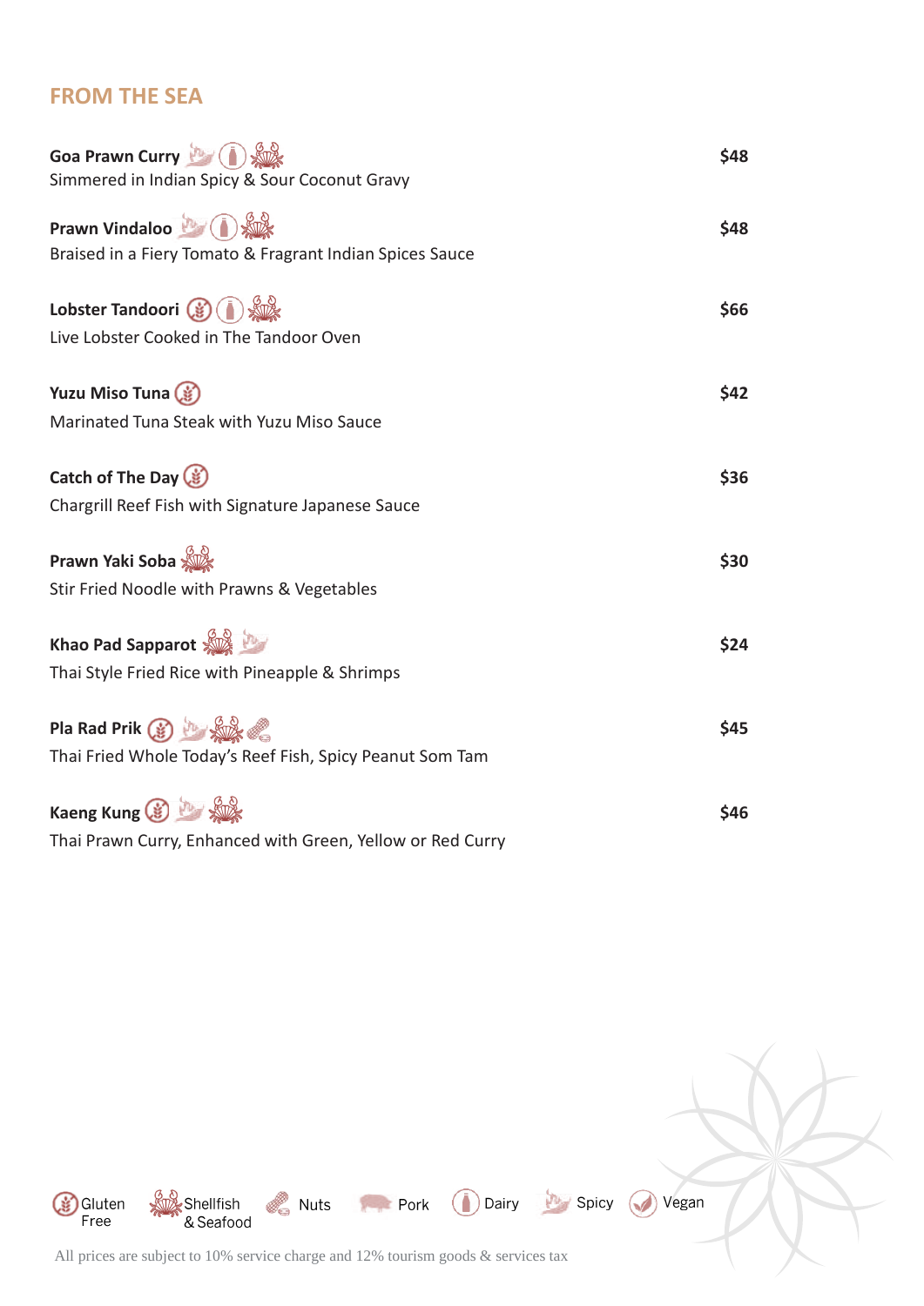## FROM THE SEA

**Goa Prawn Curry** — **$48**
Simmered in Indian Spicy & Sour Coconut Gravy

**Prawn Vindaloo** — **$48**
Braised in a Fiery Tomato & Fragrant Indian Spices Sauce

**Lobster Tandoori** — **$66**
Live Lobster Cooked in The Tandoor Oven

**Yuzu Miso Tuna** — **$42**
Marinated Tuna Steak with Yuzu Miso Sauce

**Catch of The Day** — **$36**
Chargrill Reef Fish with Signature Japanese Sauce

**Prawn Yaki Soba** — **$30**
Stir Fried Noodle with Prawns & Vegetables

**Khao Pad Sapparot** — **$24**
Thai Style Fried Rice with Pineapple & Shrimps

**Pla Rad Prik** — **$45**
Thai Fried Whole Today's Reef Fish, Spicy Peanut Som Tam

**Kaeng Kung** — **$46**
Thai Prawn Curry, Enhanced with Green, Yellow or Red Curry

Gluten Free | Shellfish & Seafood | Nuts | Pork | Dairy | Spicy | Vegan

All prices are subject to 10% service charge and 12% tourism goods & services tax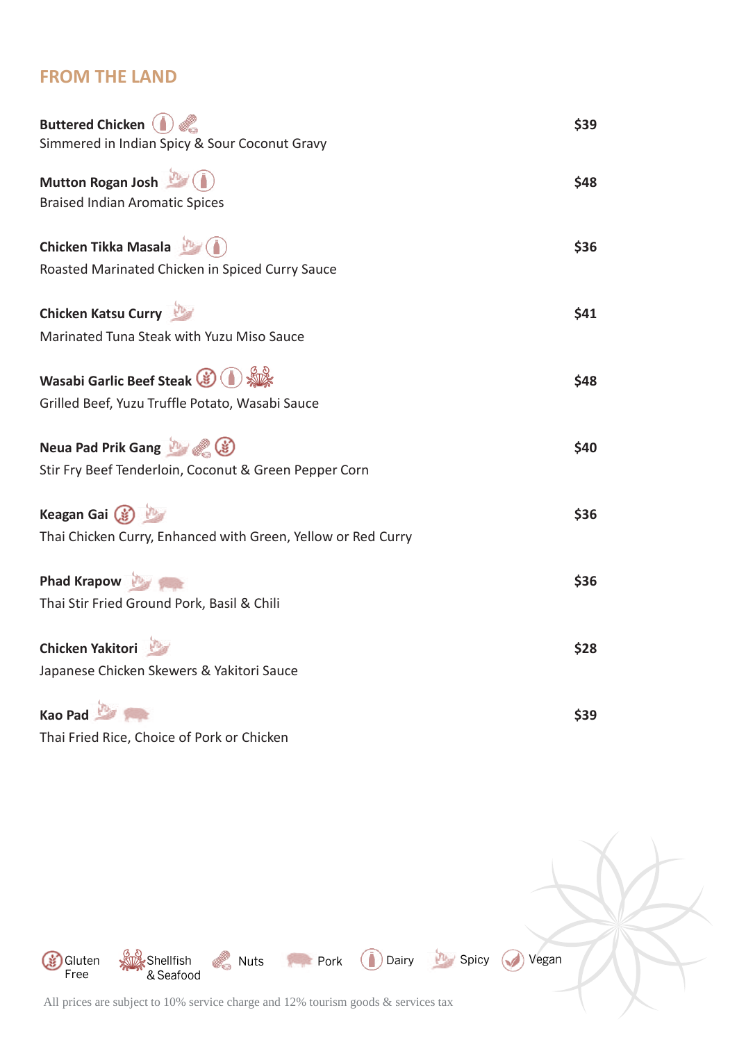## FROM THE LAND

**Buttered Chicken** — $39
Simmered in Indian Spicy & Sour Coconut Gravy

**Mutton Rogan Josh** — $48
Braised Indian Aromatic Spices

**Chicken Tikka Masala** — $36
Roasted Marinated Chicken in Spiced Curry Sauce

**Chicken Katsu Curry** — $41
Marinated Tuna Steak with Yuzu Miso Sauce

**Wasabi Garlic Beef Steak** — $48
Grilled Beef, Yuzu Truffle Potato, Wasabi Sauce

**Neua Pad Prik Gang** — $40
Stir Fry Beef Tenderloin, Coconut & Green Pepper Corn

**Keagan Gai** — $36
Thai Chicken Curry, Enhanced with Green, Yellow or Red Curry

**Phad Krapow** — $36
Thai Stir Fried Ground Pork, Basil & Chili

**Chicken Yakitori** — $28
Japanese Chicken Skewers & Yakitori Sauce

**Kao Pad** — $39
Thai Fried Rice, Choice of Pork or Chicken

Gluten Free | Shellfish & Seafood | Nuts | Pork | Dairy | Spicy | Vegan

All prices are subject to 10% service charge and 12% tourism goods & services tax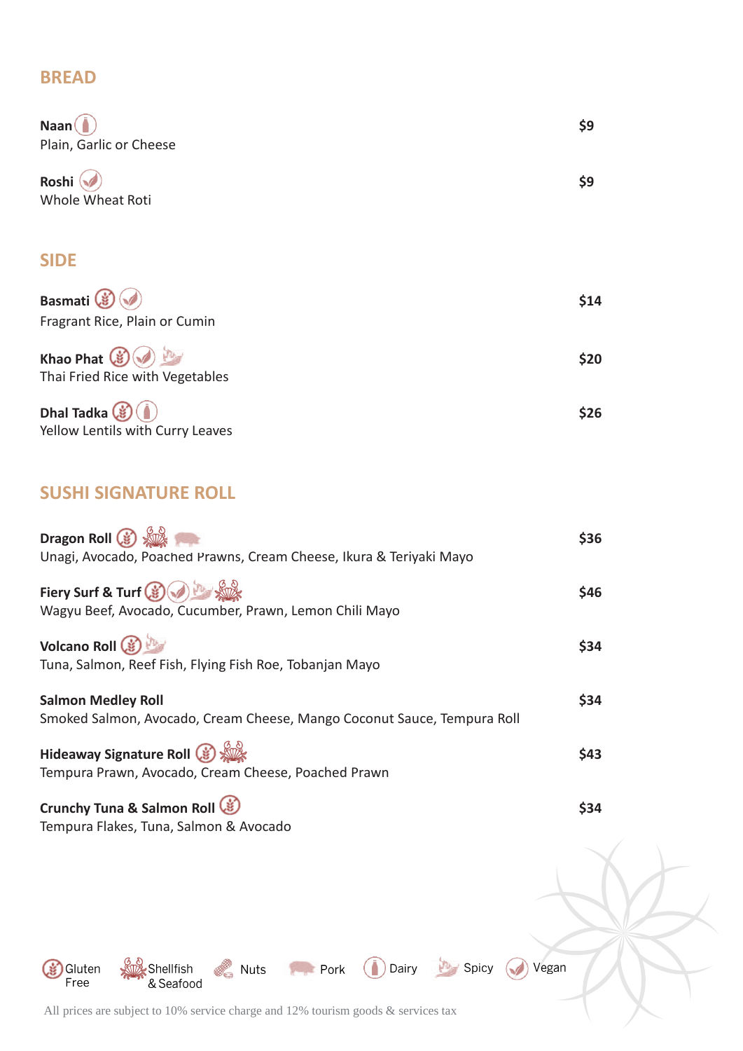## BREAD

**Naan** — $9
Plain, Garlic or Cheese

**Roshi** — $9
Whole Wheat Roti

## SIDE

**Basmati** — $14
Fragrant Rice, Plain or Cumin

**Khao Phat** — $20
Thai Fried Rice with Vegetables

**Dhal Tadka** — $26
Yellow Lentils with Curry Leaves

## SUSHI SIGNATURE ROLL

**Dragon Roll** — $36
Unagi, Avocado, Poached Prawns, Cream Cheese, Ikura & Teriyaki Mayo

**Fiery Surf & Turf** — $46
Wagyu Beef, Avocado, Cucumber, Prawn, Lemon Chili Mayo

**Volcano Roll** — $34
Tuna, Salmon, Reef Fish, Flying Fish Roe, Tobanjan Mayo

**Salmon Medley Roll** — $34
Smoked Salmon, Avocado, Cream Cheese, Mango Coconut Sauce, Tempura Roll

**Hideaway Signature Roll** — $43
Tempura Prawn, Avocado, Cream Cheese, Poached Prawn

**Crunchy Tuna & Salmon Roll** — $34
Tempura Flakes, Tuna, Salmon & Avocado

Gluten Free | Shellfish & Seafood | Nuts | Pork | Dairy | Spicy | Vegan

All prices are subject to 10% service charge and 12% tourism goods & services tax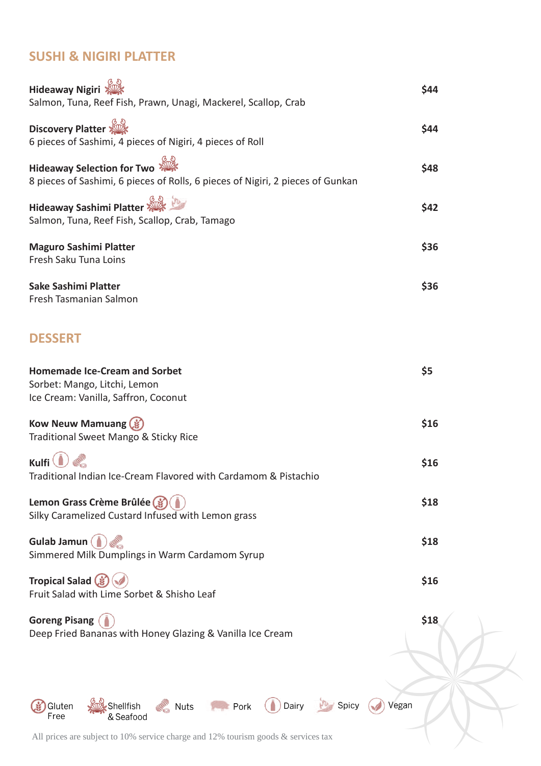## SUSHI & NIGIRI PLATTER

**Hideaway Nigiri** — **$44**
Salmon, Tuna, Reef Fish, Prawn, Unagi, Mackerel, Scallop, Crab

**Discovery Platter** — **$44**
6 pieces of Sashimi, 4 pieces of Nigiri, 4 pieces of Roll

**Hideaway Selection for Two** — **$48**
8 pieces of Sashimi, 6 pieces of Rolls, 6 pieces of Nigiri, 2 pieces of Gunkan

**Hideaway Sashimi Platter** — **$42**
Salmon, Tuna, Reef Fish, Scallop, Crab, Tamago

**Maguro Sashimi Platter** — **$36**
Fresh Saku Tuna Loins

**Sake Sashimi Platter** — **$36**
Fresh Tasmanian Salmon

## DESSERT

**Homemade Ice-Cream and Sorbet** — **$5**
Sorbet: Mango, Litchi, Lemon
Ice Cream: Vanilla, Saffron, Coconut

**Kow Neuw Mamuang** — **$16**
Traditional Sweet Mango & Sticky Rice

**Kulfi** — **$16**
Traditional Indian Ice-Cream Flavored with Cardamom & Pistachio

**Lemon Grass Crème Brûlée** — **$18**
Silky Caramelized Custard Infused with Lemon grass

**Gulab Jamun** — **$18**
Simmered Milk Dumplings in Warm Cardamom Syrup

**Tropical Salad** — **$16**
Fruit Salad with Lime Sorbet & Shisho Leaf

**Goreng Pisang** — **$18**
Deep Fried Bananas with Honey Glazing & Vanilla Ice Cream

Gluten Free | Shellfish & Seafood | Nuts | Pork | Dairy | Spicy | Vegan

All prices are subject to 10% service charge and 12% tourism goods & services tax